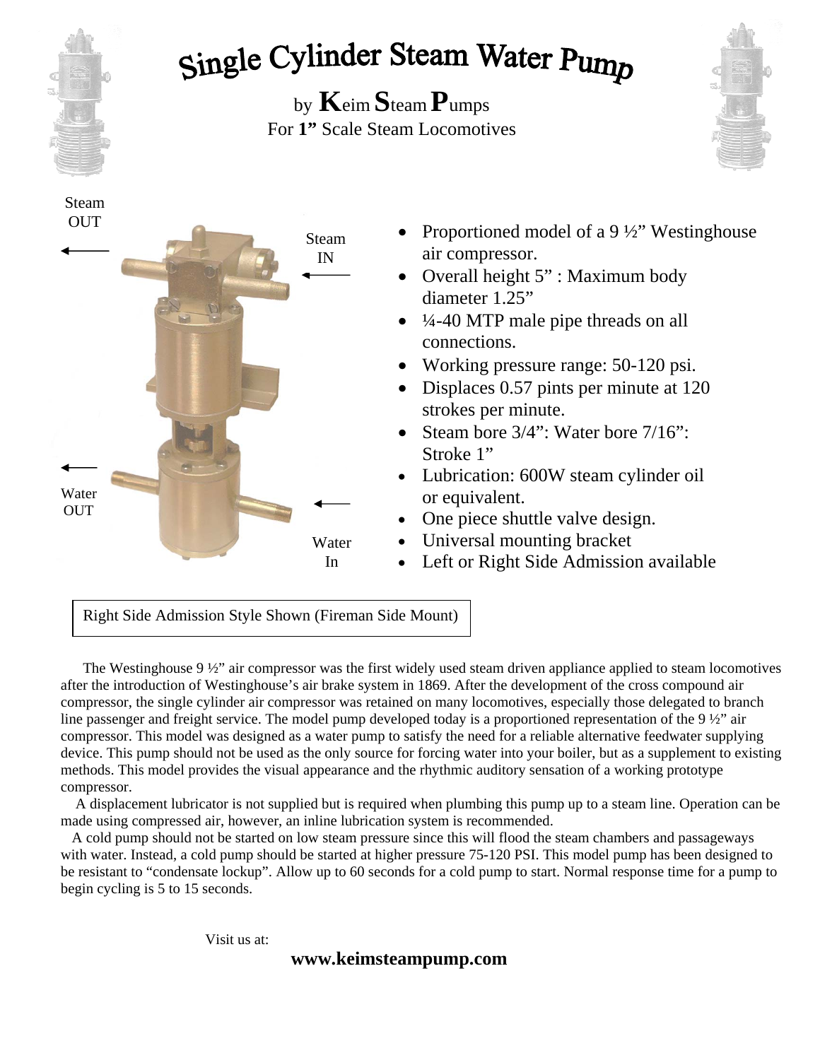# Single Cylinder Steam Water Pump

by **K**eim **S**team **P**umps
For **1"** Scale Steam Locomotives

Steam OUT

Steam IN

Water OUT

Water In

- Proportioned model of a 9 ½" Westinghouse air compressor.
- Overall height 5" : Maximum body diameter 1.25"
- ¼-40 MTP male pipe threads on all connections.
- Working pressure range: 50-120 psi.
- Displaces 0.57 pints per minute at 120 strokes per minute.
- Steam bore 3/4": Water bore 7/16": Stroke 1"
- Lubrication: 600W steam cylinder oil or equivalent.
- One piece shuttle valve design.
- Universal mounting bracket
- Left or Right Side Admission available

Right Side Admission Style Shown (Fireman Side Mount)

The Westinghouse 9 ½" air compressor was the first widely used steam driven appliance applied to steam locomotives after the introduction of Westinghouse's air brake system in 1869. After the development of the cross compound air compressor, the single cylinder air compressor was retained on many locomotives, especially those delegated to branch line passenger and freight service. The model pump developed today is a proportioned representation of the 9 ½" air compressor. This model was designed as a water pump to satisfy the need for a reliable alternative feedwater supplying device. This pump should not be used as the only source for forcing water into your boiler, but as a supplement to existing methods. This model provides the visual appearance and the rhythmic auditory sensation of a working prototype compressor.

A displacement lubricator is not supplied but is required when plumbing this pump up to a steam line. Operation can be made using compressed air, however, an inline lubrication system is recommended.

A cold pump should not be started on low steam pressure since this will flood the steam chambers and passageways with water. Instead, a cold pump should be started at higher pressure 75-120 PSI. This model pump has been designed to be resistant to "condensate lockup". Allow up to 60 seconds for a cold pump to start. Normal response time for a pump to begin cycling is 5 to 15 seconds.

Visit us at:

**www.keimsteampump.com**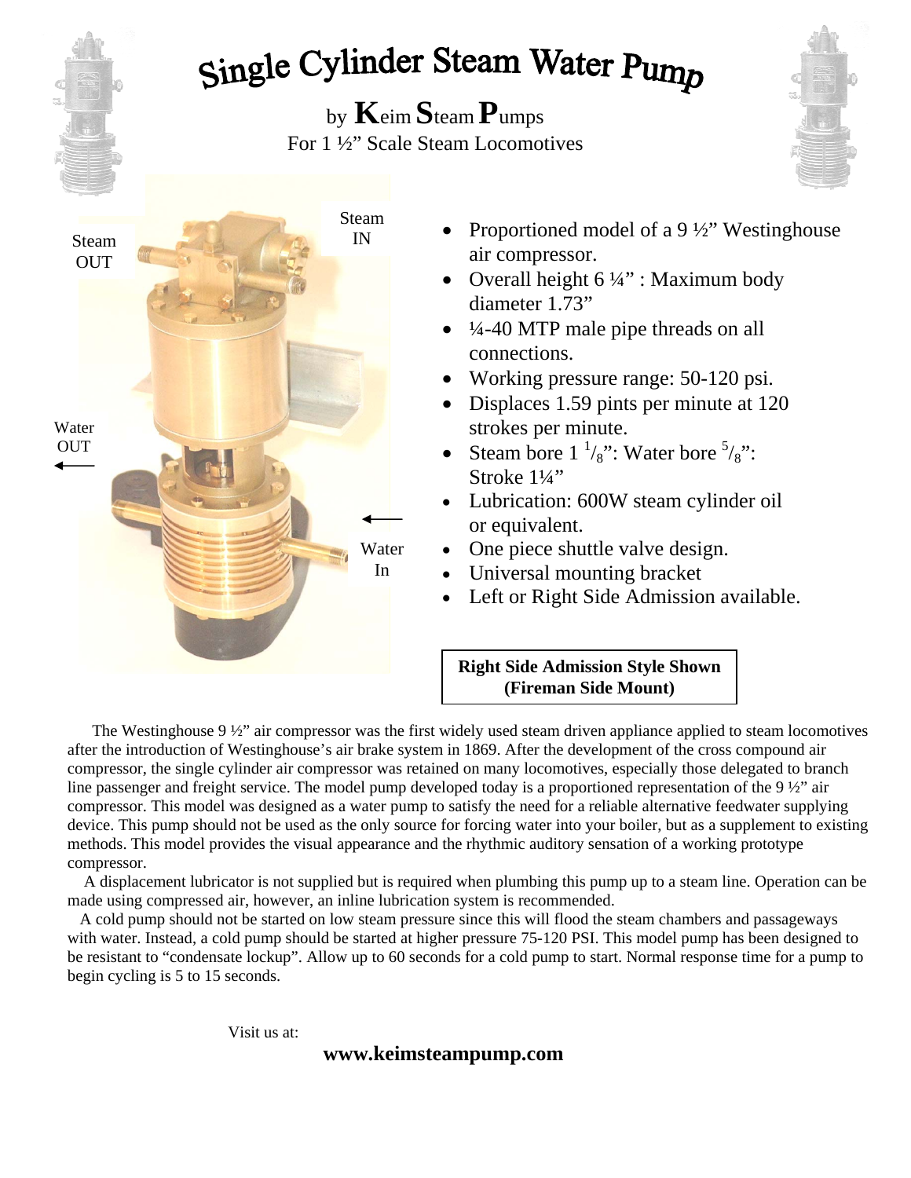# Single Cylinder Steam Water Pump

by **K**eim **S**team **P**umps
For 1 ½" Scale Steam Locomotives

Steam OUT

Steam IN

Water OUT

Water In

- Proportioned model of a 9 ½" Westinghouse air compressor.
- Overall height 6 ¼" : Maximum body diameter 1.73"
- ¼-40 MTP male pipe threads on all connections.
- Working pressure range: 50-120 psi.
- Displaces 1.59 pints per minute at 120 strokes per minute.
- Steam bore 1 $^{1}/_{8}$": Water bore $^{5}/_{8}$": Stroke 1¼"
- Lubrication: 600W steam cylinder oil or equivalent.
- One piece shuttle valve design.
- Universal mounting bracket
- Left or Right Side Admission available.

**Right Side Admission Style Shown (Fireman Side Mount)**

The Westinghouse 9 ½" air compressor was the first widely used steam driven appliance applied to steam locomotives after the introduction of Westinghouse's air brake system in 1869. After the development of the cross compound air compressor, the single cylinder air compressor was retained on many locomotives, especially those delegated to branch line passenger and freight service. The model pump developed today is a proportioned representation of the 9 ½" air compressor. This model was designed as a water pump to satisfy the need for a reliable alternative feedwater supplying device. This pump should not be used as the only source for forcing water into your boiler, but as a supplement to existing methods. This model provides the visual appearance and the rhythmic auditory sensation of a working prototype compressor.

A displacement lubricator is not supplied but is required when plumbing this pump up to a steam line. Operation can be made using compressed air, however, an inline lubrication system is recommended.

A cold pump should not be started on low steam pressure since this will flood the steam chambers and passageways with water. Instead, a cold pump should be started at higher pressure 75-120 PSI. This model pump has been designed to be resistant to "condensate lockup". Allow up to 60 seconds for a cold pump to start. Normal response time for a pump to begin cycling is 5 to 15 seconds.

Visit us at:

**www.keimsteampump.com**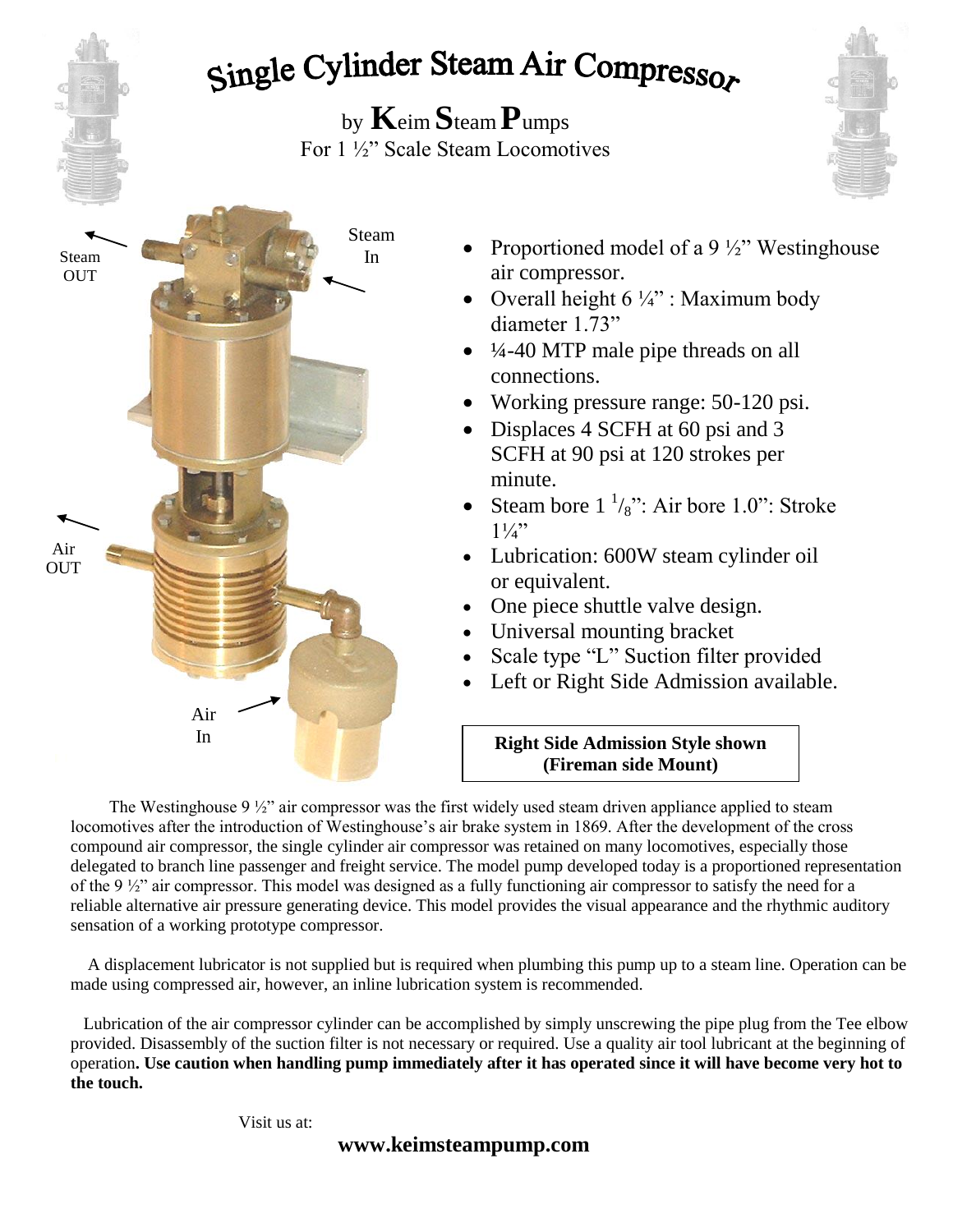# Single Cylinder Steam Air Compressor

by **K**eim **S**team **P**umps
For 1 ½" Scale Steam Locomotives

Steam OUT

Steam In

Air OUT

Air In

- Proportioned model of a 9 ½" Westinghouse air compressor.
- Overall height 6 ¼" : Maximum body diameter 1.73"
- ¼-40 MTP male pipe threads on all connections.
- Working pressure range: 50-120 psi.
- Displaces 4 SCFH at 60 psi and 3 SCFH at 90 psi at 120 strokes per minute.
- Steam bore 1 $^{1}/_{8}$": Air bore 1.0": Stroke 1¼"
- Lubrication: 600W steam cylinder oil or equivalent.
- One piece shuttle valve design.
- Universal mounting bracket
- Scale type "L" Suction filter provided
- Left or Right Side Admission available.

**Right Side Admission Style shown (Fireman side Mount)**

The Westinghouse 9 ½" air compressor was the first widely used steam driven appliance applied to steam locomotives after the introduction of Westinghouse's air brake system in 1869. After the development of the cross compound air compressor, the single cylinder air compressor was retained on many locomotives, especially those delegated to branch line passenger and freight service. The model pump developed today is a proportioned representation of the 9 ½" air compressor. This model was designed as a fully functioning air compressor to satisfy the need for a reliable alternative air pressure generating device. This model provides the visual appearance and the rhythmic auditory sensation of a working prototype compressor.

A displacement lubricator is not supplied but is required when plumbing this pump up to a steam line. Operation can be made using compressed air, however, an inline lubrication system is recommended.

Lubrication of the air compressor cylinder can be accomplished by simply unscrewing the pipe plug from the Tee elbow provided. Disassembly of the suction filter is not necessary or required. Use a quality air tool lubricant at the beginning of operation**. Use caution when handling pump immediately after it has operated since it will have become very hot to the touch.**

Visit us at:

**www.keimsteampump.com**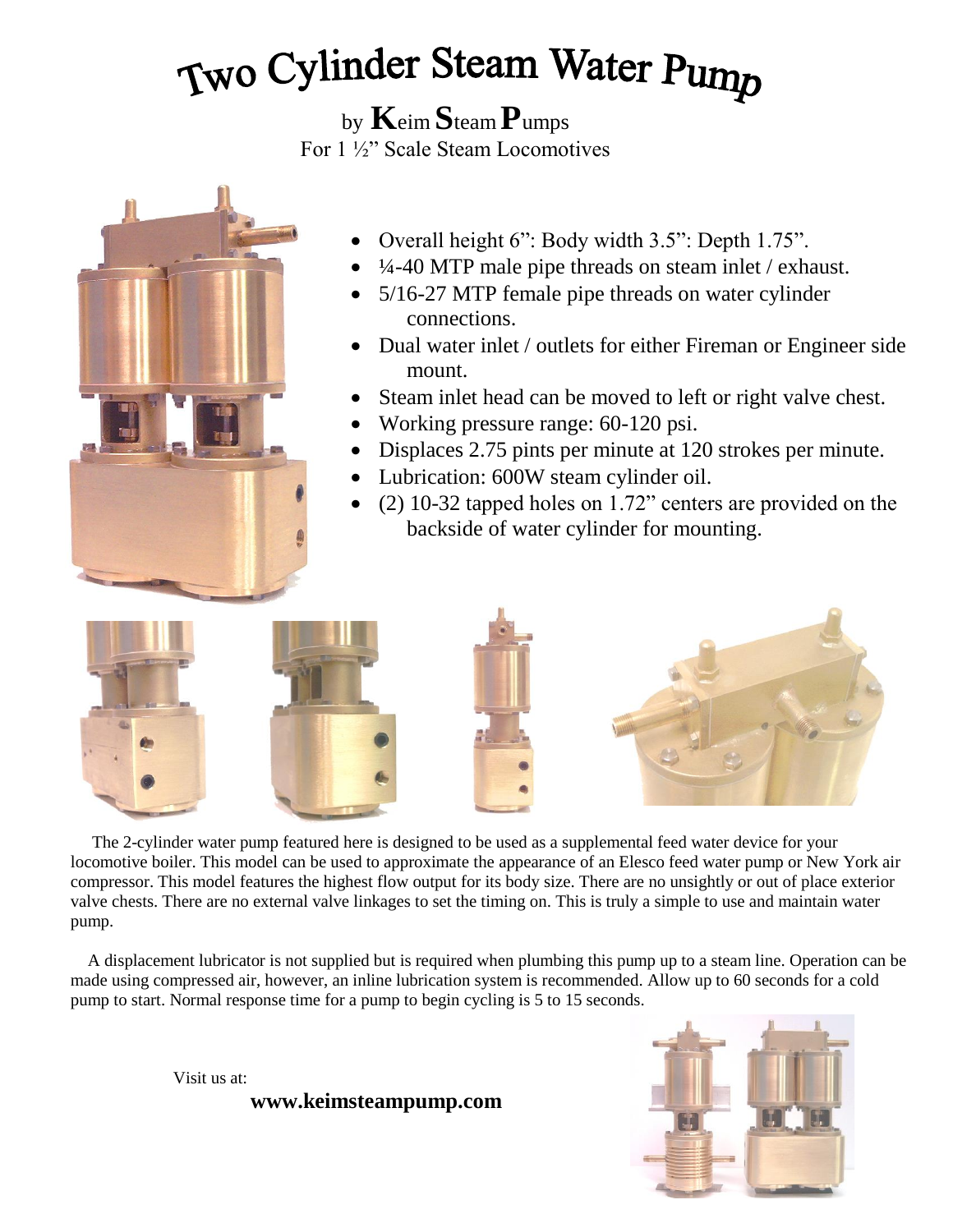# Two Cylinder Steam Water Pump

by **K**eim **S**team **P**umps
For 1 ½" Scale Steam Locomotives

- Overall height 6": Body width 3.5": Depth 1.75".
- ¼-40 MTP male pipe threads on steam inlet / exhaust.
- 5/16-27 MTP female pipe threads on water cylinder connections.
- Dual water inlet / outlets for either Fireman or Engineer side mount.
- Steam inlet head can be moved to left or right valve chest.
- Working pressure range: 60-120 psi.
- Displaces 2.75 pints per minute at 120 strokes per minute.
- Lubrication: 600W steam cylinder oil.
- (2) 10-32 tapped holes on 1.72" centers are provided on the backside of water cylinder for mounting.

The 2-cylinder water pump featured here is designed to be used as a supplemental feed water device for your locomotive boiler. This model can be used to approximate the appearance of an Elesco feed water pump or New York air compressor. This model features the highest flow output for its body size. There are no unsightly or out of place exterior valve chests. There are no external valve linkages to set the timing on. This is truly a simple to use and maintain water pump.

A displacement lubricator is not supplied but is required when plumbing this pump up to a steam line. Operation can be made using compressed air, however, an inline lubrication system is recommended. Allow up to 60 seconds for a cold pump to start. Normal response time for a pump to begin cycling is 5 to 15 seconds.

Visit us at:

**www.keimsteampump.com**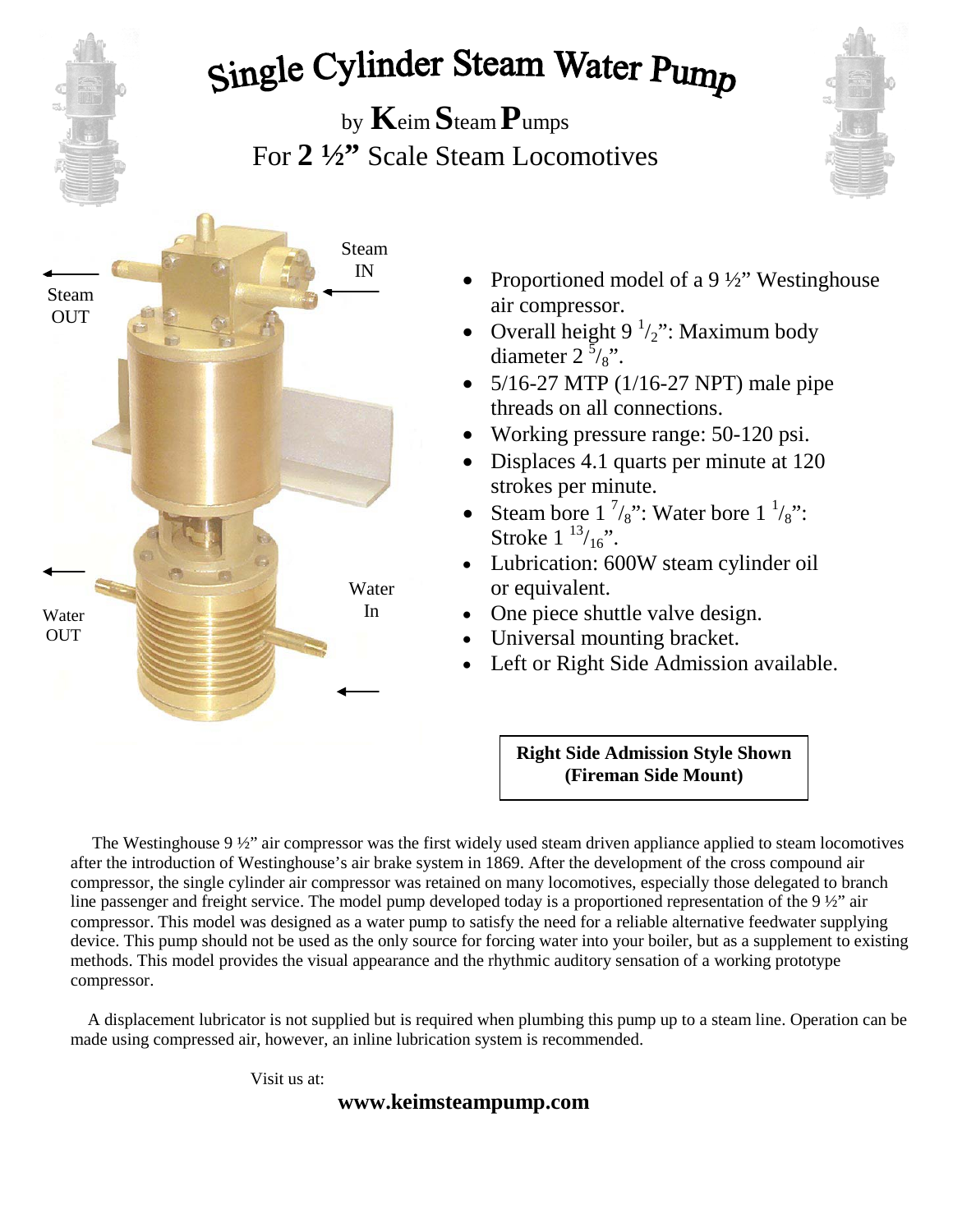# Single Cylinder Steam Water Pump

by **K**eim **S**team **P**umps

For **2 ½"** Scale Steam Locomotives

Steam OUT

Steam IN

Water OUT

Water In

- Proportioned model of a 9 ½" Westinghouse air compressor.
- Overall height 9 $^{1}/_{2}$": Maximum body diameter 2 $^{5}/_{8}$".
- 5/16-27 MTP (1/16-27 NPT) male pipe threads on all connections.
- Working pressure range: 50-120 psi.
- Displaces 4.1 quarts per minute at 120 strokes per minute.
- Steam bore 1 $^{7}/_{8}$": Water bore 1 $^{1}/_{8}$": Stroke 1 $^{13}/_{16}$".
- Lubrication: 600W steam cylinder oil or equivalent.
- One piece shuttle valve design.
- Universal mounting bracket.
- Left or Right Side Admission available.

**Right Side Admission Style Shown (Fireman Side Mount)**

The Westinghouse 9 ½" air compressor was the first widely used steam driven appliance applied to steam locomotives after the introduction of Westinghouse's air brake system in 1869. After the development of the cross compound air compressor, the single cylinder air compressor was retained on many locomotives, especially those delegated to branch line passenger and freight service. The model pump developed today is a proportioned representation of the 9 ½" air compressor. This model was designed as a water pump to satisfy the need for a reliable alternative feedwater supplying device. This pump should not be used as the only source for forcing water into your boiler, but as a supplement to existing methods. This model provides the visual appearance and the rhythmic auditory sensation of a working prototype compressor.

A displacement lubricator is not supplied but is required when plumbing this pump up to a steam line. Operation can be made using compressed air, however, an inline lubrication system is recommended.

Visit us at:

**www.keimsteampump.com**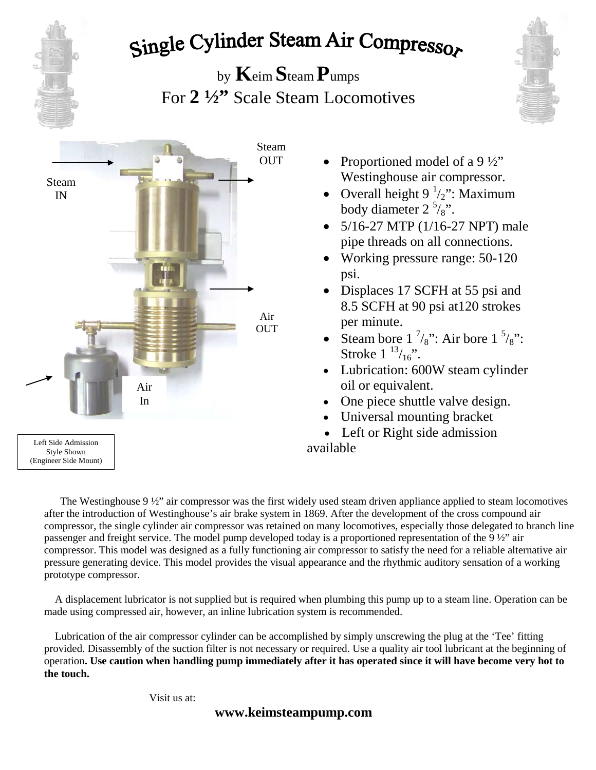# Single Cylinder Steam Air Compressor

by **K**eim **S**team **P**umps
For **2 ½"** Scale Steam Locomotives

Steam IN

Steam OUT

Air OUT

Air In

Left Side Admission Style Shown (Engineer Side Mount)

- Proportioned model of a 9 ½" Westinghouse air compressor.
- Overall height 9 $^{1}/_{2}$": Maximum body diameter 2 $^{5}/_{8}$".
- 5/16-27 MTP (1/16-27 NPT) male pipe threads on all connections.
- Working pressure range: 50-120 psi.
- Displaces 17 SCFH at 55 psi and 8.5 SCFH at 90 psi at120 strokes per minute.
- Steam bore 1 $^{7}/_{8}$": Air bore 1 $^{5}/_{8}$": Stroke 1 $^{13}/_{16}$".
- Lubrication: 600W steam cylinder oil or equivalent.
- One piece shuttle valve design.
- Universal mounting bracket
- Left or Right side admission available

The Westinghouse 9 ½" air compressor was the first widely used steam driven appliance applied to steam locomotives after the introduction of Westinghouse's air brake system in 1869. After the development of the cross compound air compressor, the single cylinder air compressor was retained on many locomotives, especially those delegated to branch line passenger and freight service. The model pump developed today is a proportioned representation of the 9 ½" air compressor. This model was designed as a fully functioning air compressor to satisfy the need for a reliable alternative air pressure generating device. This model provides the visual appearance and the rhythmic auditory sensation of a working prototype compressor.

A displacement lubricator is not supplied but is required when plumbing this pump up to a steam line. Operation can be made using compressed air, however, an inline lubrication system is recommended.

Lubrication of the air compressor cylinder can be accomplished by simply unscrewing the plug at the 'Tee' fitting provided. Disassembly of the suction filter is not necessary or required. Use a quality air tool lubricant at the beginning of operation**. Use caution when handling pump immediately after it has operated since it will have become very hot to the touch.**

Visit us at:

**www.keimsteampump.com**